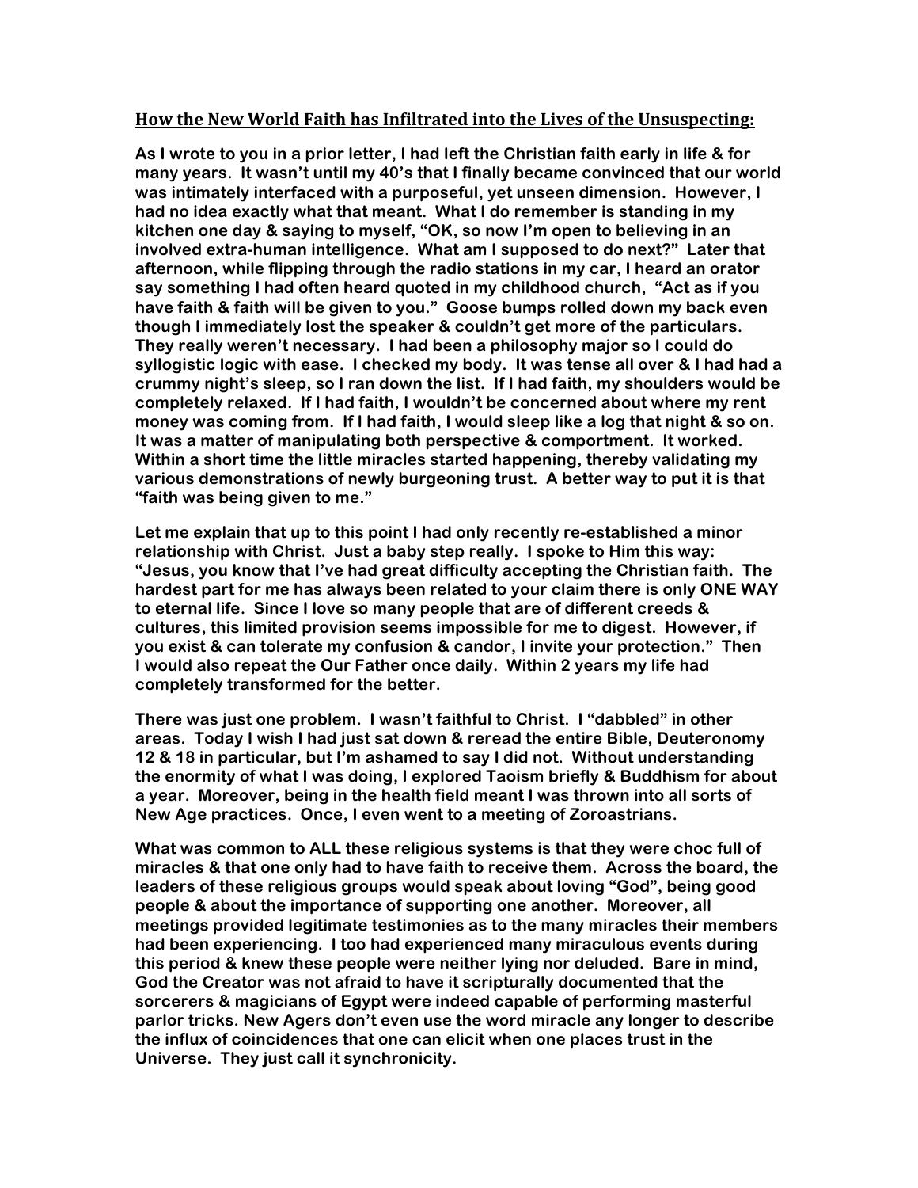**<u>How the New World Faith has Infiltrated into the Lives of the Unsuspecting:</u>**

**As I wrote to you in a prior letter, I had left the Christian faith early in life & for many years. It wasn't until my 40's that I finally became convinced that our world was intimately interfaced with a purposeful, yet unseen dimension. However, I had no idea exactly what that meant. What I do remember is standing in my kitchen one day & saying to myself, "OK, so now I'm open to believing in an involved extra-human intelligence. What am I supposed to do next?" Later that afternoon, while flipping through the radio stations in my car, I heard an orator say something I had often heard quoted in my childhood church, "Act as if you have faith & faith will be given to you." Goose bumps rolled down my back even though I immediately lost the speaker & couldn't get more of the particulars. They really weren't necessary. I had been a philosophy major so I could do syllogistic logic with ease. I checked my body. It was tense all over & I had had a crummy night's sleep, so I ran down the list. If I had faith, my shoulders would be completely relaxed. If I had faith, I wouldn't be concerned about where my rent money was coming from. If I had faith, I would sleep like a log that night & so on. It was a matter of manipulating both perspective & comportment. It worked. Within a short time the little miracles started happening, thereby validating my various demonstrations of newly burgeoning trust. A better way to put it is that "faith was being given to me."**

**Let me explain that up to this point I had only recently re-established a minor relationship with Christ. Just a baby step really. I spoke to Him this way: "Jesus, you know that I've had great difficulty accepting the Christian faith. The hardest part for me has always been related to your claim there is only ONE WAY to eternal life. Since I love so many people that are of different creeds & cultures, this limited provision seems impossible for me to digest. However, if you exist & can tolerate my confusion & candor, I invite your protection." Then I would also repeat the Our Father once daily. Within 2 years my life had completely transformed for the better.**

**There was just one problem. I wasn't faithful to Christ. I "dabbled" in other areas. Today I wish I had just sat down & reread the entire Bible, Deuteronomy 12 & 18 in particular, but I'm ashamed to say I did not. Without understanding the enormity of what I was doing, I explored Taoism briefly & Buddhism for about a year. Moreover, being in the health field meant I was thrown into all sorts of New Age practices. Once, I even went to a meeting of Zoroastrians.**

**What was common to ALL these religious systems is that they were choc full of miracles & that one only had to have faith to receive them. Across the board, the leaders of these religious groups would speak about loving "God", being good people & about the importance of supporting one another. Moreover, all meetings provided legitimate testimonies as to the many miracles their members had been experiencing. I too had experienced many miraculous events during this period & knew these people were neither lying nor deluded. Bare in mind, God the Creator was not afraid to have it scripturally documented that the sorcerers & magicians of Egypt were indeed capable of performing masterful parlor tricks. New Agers don't even use the word miracle any longer to describe the influx of coincidences that one can elicit when one places trust in the Universe. They just call it synchronicity.**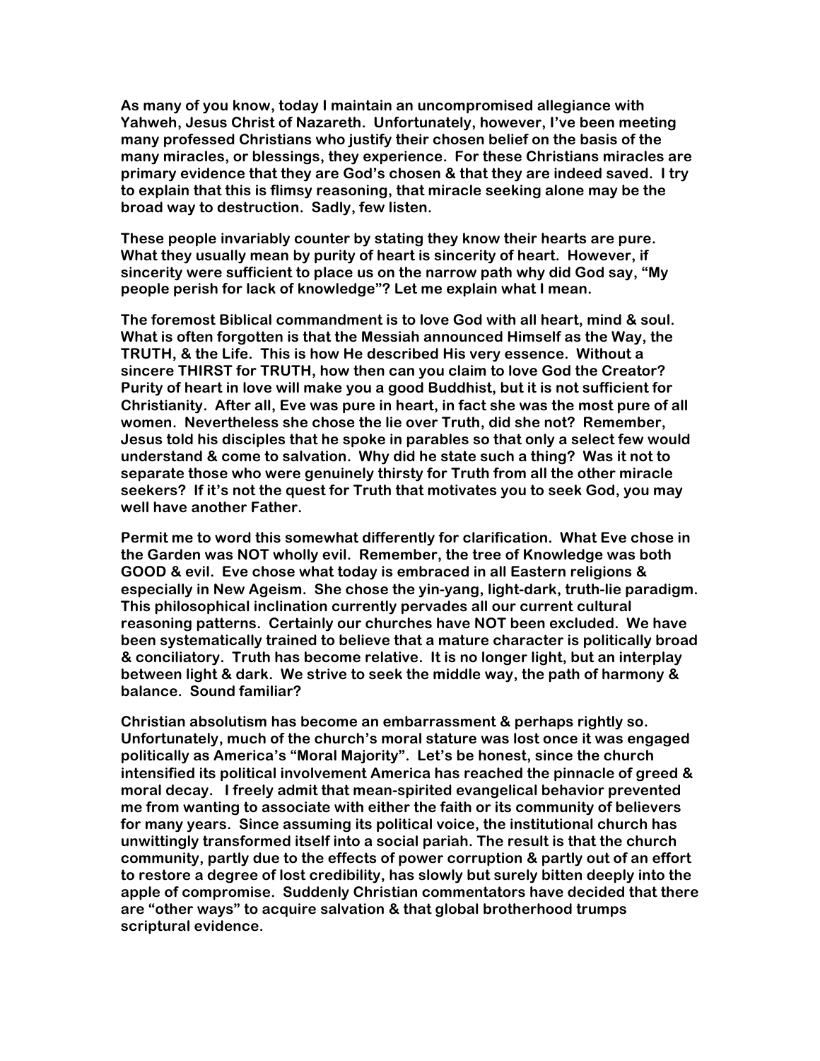**As many of you know, today I maintain an uncompromised allegiance with Yahweh, Jesus Christ of Nazareth. Unfortunately, however, I've been meeting many professed Christians who justify their chosen belief on the basis of the many miracles, or blessings, they experience. For these Christians miracles are primary evidence that they are God's chosen & that they are indeed saved. I try to explain that this is flimsy reasoning, that miracle seeking alone may be the broad way to destruction. Sadly, few listen.**

**These people invariably counter by stating they know their hearts are pure. What they usually mean by purity of heart is sincerity of heart. However, if sincerity were sufficient to place us on the narrow path why did God say, "My people perish for lack of knowledge"? Let me explain what I mean.**

**The foremost Biblical commandment is to love God with all heart, mind & soul. What is often forgotten is that the Messiah announced Himself as the Way, the TRUTH, & the Life. This is how He described His very essence. Without a sincere THIRST for TRUTH, how then can you claim to love God the Creator? Purity of heart in love will make you a good Buddhist, but it is not sufficient for Christianity. After all, Eve was pure in heart, in fact she was the most pure of all women. Nevertheless she chose the lie over Truth, did she not? Remember, Jesus told his disciples that he spoke in parables so that only a select few would understand & come to salvation. Why did he state such a thing? Was it not to separate those who were genuinely thirsty for Truth from all the other miracle seekers? If it's not the quest for Truth that motivates you to seek God, you may well have another Father.**

**Permit me to word this somewhat differently for clarification. What Eve chose in the Garden was NOT wholly evil. Remember, the tree of Knowledge was both GOOD & evil. Eve chose what today is embraced in all Eastern religions & especially in New Ageism. She chose the yin-yang, light-dark, truth-lie paradigm. This philosophical inclination currently pervades all our current cultural reasoning patterns. Certainly our churches have NOT been excluded. We have been systematically trained to believe that a mature character is politically broad & conciliatory. Truth has become relative. It is no longer light, but an interplay between light & dark. We strive to seek the middle way, the path of harmony & balance. Sound familiar?**

**Christian absolutism has become an embarrassment & perhaps rightly so. Unfortunately, much of the church's moral stature was lost once it was engaged politically as America's "Moral Majority". Let's be honest, since the church intensified its political involvement America has reached the pinnacle of greed & moral decay. I freely admit that mean-spirited evangelical behavior prevented me from wanting to associate with either the faith or its community of believers for many years. Since assuming its political voice, the institutional church has unwittingly transformed itself into a social pariah. The result is that the church community, partly due to the effects of power corruption & partly out of an effort to restore a degree of lost credibility, has slowly but surely bitten deeply into the apple of compromise. Suddenly Christian commentators have decided that there are "other ways" to acquire salvation & that global brotherhood trumps scriptural evidence.**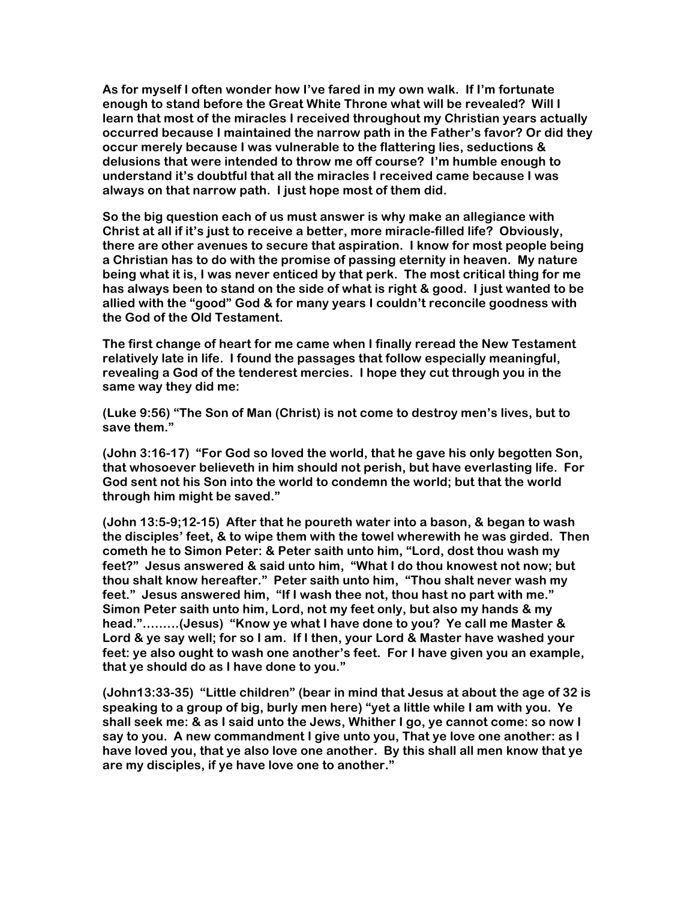As for myself I often wonder how I've fared in my own walk. If I'm fortunate enough to stand before the Great White Throne what will be revealed? Will I learn that most of the miracles I received throughout my Christian years actually occurred because I maintained the narrow path in the Father's favor? Or did they occur merely because I was vulnerable to the flattering lies, seductions & delusions that were intended to throw me off course? I'm humble enough to understand it's doubtful that all the miracles I received came because I was always on that narrow path. I just hope most of them did.

So the big question each of us must answer is why make an allegiance with Christ at all if it's just to receive a better, more miracle-filled life? Obviously, there are other avenues to secure that aspiration. I know for most people being a Christian has to do with the promise of passing eternity in heaven. My nature being what it is, I was never enticed by that perk. The most critical thing for me has always been to stand on the side of what is right & good. I just wanted to be allied with the "good" God & for many years I couldn't reconcile goodness with the God of the Old Testament.

The first change of heart for me came when I finally reread the New Testament relatively late in life. I found the passages that follow especially meaningful, revealing a God of the tenderest mercies. I hope they cut through you in the same way they did me:

(Luke 9:56) "The Son of Man (Christ) is not come to destroy men's lives, but to save them."

(John 3:16-17) "For God so loved the world, that he gave his only begotten Son, that whosoever believeth in him should not perish, but have everlasting life. For God sent not his Son into the world to condemn the world; but that the world through him might be saved."

(John 13:5-9;12-15) After that he poureth water into a bason, & began to wash the disciples' feet, & to wipe them with the towel wherewith he was girded. Then cometh he to Simon Peter: & Peter saith unto him, "Lord, dost thou wash my feet?" Jesus answered & said unto him, "What I do thou knowest not now; but thou shalt know hereafter." Peter saith unto him, "Thou shalt never wash my feet." Jesus answered him, "If I wash thee not, thou hast no part with me." Simon Peter saith unto him, Lord, not my feet only, but also my hands & my head."………(Jesus) "Know ye what I have done to you? Ye call me Master & Lord & ye say well; for so I am. If I then, your Lord & Master have washed your feet: ye also ought to wash one another's feet. For I have given you an example, that ye should do as I have done to you."

(John13:33-35) "Little children" (bear in mind that Jesus at about the age of 32 is speaking to a group of big, burly men here) "yet a little while I am with you. Ye shall seek me: & as I said unto the Jews, Whither I go, ye cannot come: so now I say to you. A new commandment I give unto you, That ye love one another: as I have loved you, that ye also love one another. By this shall all men know that ye are my disciples, if ye have love one to another."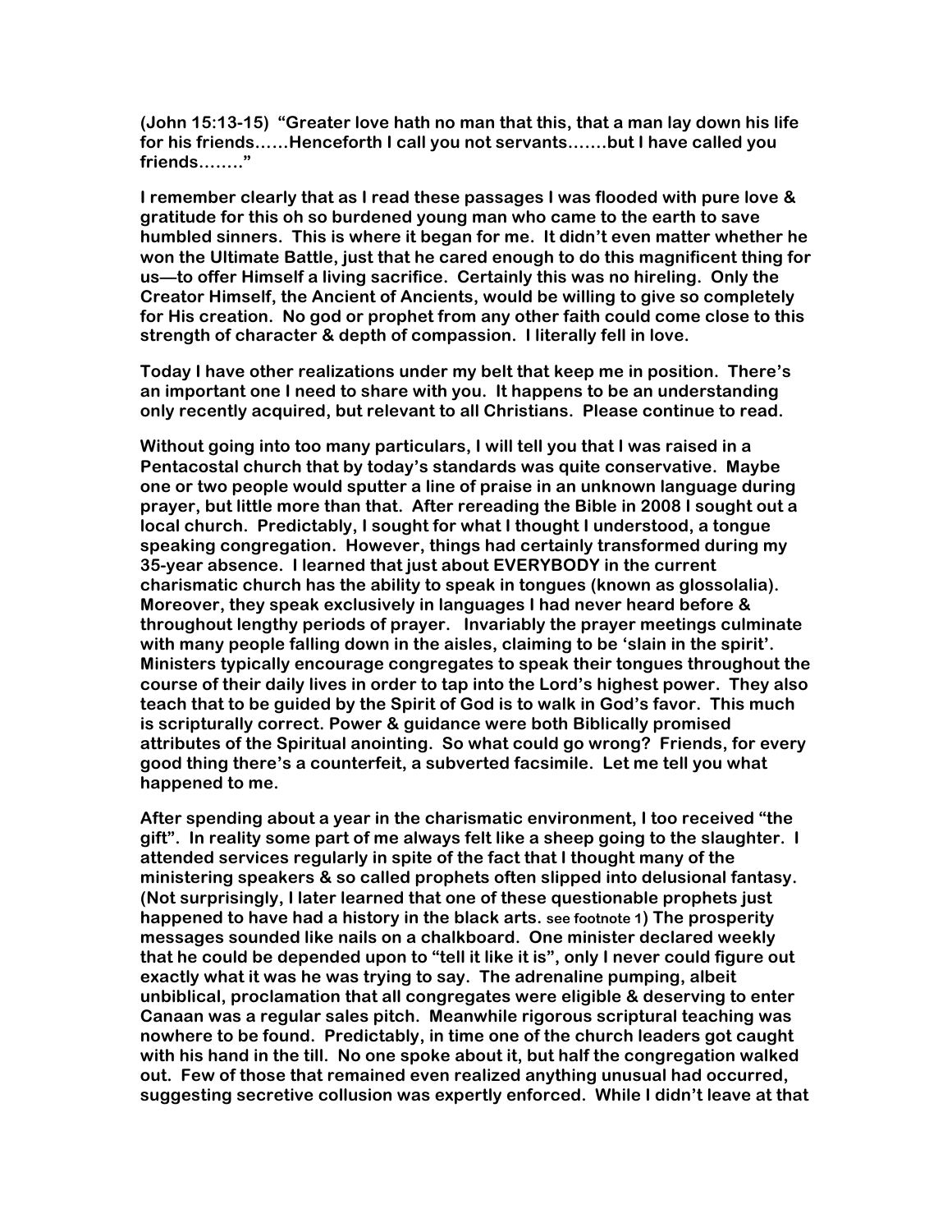**(John 15:13-15) "Greater love hath no man that this, that a man lay down his life for his friends……Henceforth I call you not servants…….but I have called you friends…….."**

**I remember clearly that as I read these passages I was flooded with pure love & gratitude for this oh so burdened young man who came to the earth to save humbled sinners. This is where it began for me. It didn't even matter whether he won the Ultimate Battle, just that he cared enough to do this magnificent thing for us—to offer Himself a living sacrifice. Certainly this was no hireling. Only the Creator Himself, the Ancient of Ancients, would be willing to give so completely for His creation. No god or prophet from any other faith could come close to this strength of character & depth of compassion. I literally fell in love.**

**Today I have other realizations under my belt that keep me in position. There's an important one I need to share with you. It happens to be an understanding only recently acquired, but relevant to all Christians. Please continue to read.**

**Without going into too many particulars, I will tell you that I was raised in a Pentacostal church that by today's standards was quite conservative. Maybe one or two people would sputter a line of praise in an unknown language during prayer, but little more than that. After rereading the Bible in 2008 I sought out a local church. Predictably, I sought for what I thought I understood, a tongue speaking congregation. However, things had certainly transformed during my 35-year absence. I learned that just about EVERYBODY in the current charismatic church has the ability to speak in tongues (known as glossolalia). Moreover, they speak exclusively in languages I had never heard before & throughout lengthy periods of prayer. Invariably the prayer meetings culminate with many people falling down in the aisles, claiming to be 'slain in the spirit'. Ministers typically encourage congregates to speak their tongues throughout the course of their daily lives in order to tap into the Lord's highest power. They also teach that to be guided by the Spirit of God is to walk in God's favor. This much is scripturally correct. Power & guidance were both Biblically promised attributes of the Spiritual anointing. So what could go wrong? Friends, for every good thing there's a counterfeit, a subverted facsimile. Let me tell you what happened to me.**

**After spending about a year in the charismatic environment, I too received "the gift". In reality some part of me always felt like a sheep going to the slaughter. I attended services regularly in spite of the fact that I thought many of the ministering speakers & so called prophets often slipped into delusional fantasy. (Not surprisingly, I later learned that one of these questionable prophets just happened to have had a history in the black arts. see footnote 1) The prosperity messages sounded like nails on a chalkboard. One minister declared weekly that he could be depended upon to "tell it like it is", only I never could figure out exactly what it was he was trying to say. The adrenaline pumping, albeit unbiblical, proclamation that all congregates were eligible & deserving to enter Canaan was a regular sales pitch. Meanwhile rigorous scriptural teaching was nowhere to be found. Predictably, in time one of the church leaders got caught with his hand in the till. No one spoke about it, but half the congregation walked out. Few of those that remained even realized anything unusual had occurred, suggesting secretive collusion was expertly enforced. While I didn't leave at that**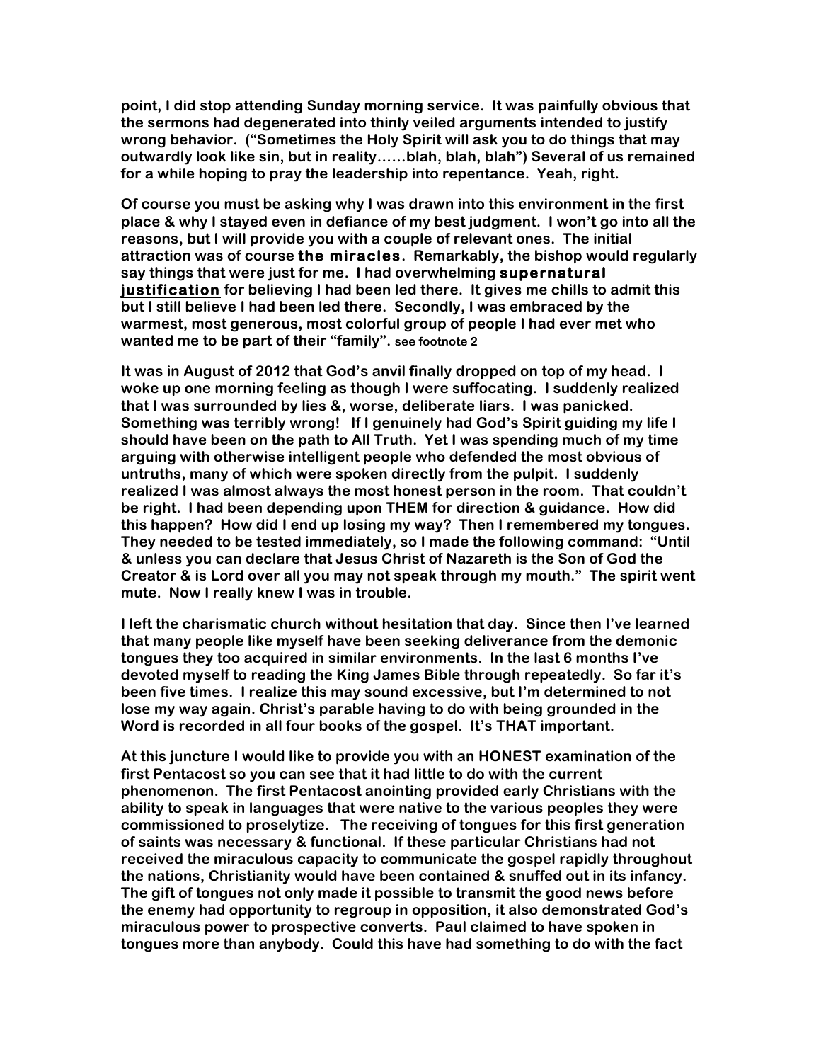point, I did stop attending Sunday morning service. It was painfully obvious that the sermons had degenerated into thinly veiled arguments intended to justify wrong behavior. ("Sometimes the Holy Spirit will ask you to do things that may outwardly look like sin, but in reality……blah, blah, blah") Several of us remained for a while hoping to pray the leadership into repentance. Yeah, right.

Of course you must be asking why I was drawn into this environment in the first place & why I stayed even in defiance of my best judgment. I won't go into all the reasons, but I will provide you with a couple of relevant ones. The initial attraction was of course **<u>the miracles</u>**. Remarkably, the bishop would regularly say things that were just for me. I had overwhelming **<u>supernatural justification</u>** for believing I had been led there. It gives me chills to admit this but I still believe I had been led there. Secondly, I was embraced by the warmest, most generous, most colorful group of people I had ever met who wanted me to be part of their "family". see footnote 2

It was in August of 2012 that God's anvil finally dropped on top of my head. I woke up one morning feeling as though I were suffocating. I suddenly realized that I was surrounded by lies &, worse, deliberate liars. I was panicked. Something was terribly wrong! If I genuinely had God's Spirit guiding my life I should have been on the path to All Truth. Yet I was spending much of my time arguing with otherwise intelligent people who defended the most obvious of untruths, many of which were spoken directly from the pulpit. I suddenly realized I was almost always the most honest person in the room. That couldn't be right. I had been depending upon THEM for direction & guidance. How did this happen? How did I end up losing my way? Then I remembered my tongues. They needed to be tested immediately, so I made the following command: "Until & unless you can declare that Jesus Christ of Nazareth is the Son of God the Creator & is Lord over all you may not speak through my mouth." The spirit went mute. Now I really knew I was in trouble.

I left the charismatic church without hesitation that day. Since then I've learned that many people like myself have been seeking deliverance from the demonic tongues they too acquired in similar environments. In the last 6 months I've devoted myself to reading the King James Bible through repeatedly. So far it's been five times. I realize this may sound excessive, but I'm determined to not lose my way again. Christ's parable having to do with being grounded in the Word is recorded in all four books of the gospel. It's THAT important.

At this juncture I would like to provide you with an HONEST examination of the first Pentacost so you can see that it had little to do with the current phenomenon. The first Pentacost anointing provided early Christians with the ability to speak in languages that were native to the various peoples they were commissioned to proselytize. The receiving of tongues for this first generation of saints was necessary & functional. If these particular Christians had not received the miraculous capacity to communicate the gospel rapidly throughout the nations, Christianity would have been contained & snuffed out in its infancy. The gift of tongues not only made it possible to transmit the good news before the enemy had opportunity to regroup in opposition, it also demonstrated God's miraculous power to prospective converts. Paul claimed to have spoken in tongues more than anybody. Could this have had something to do with the fact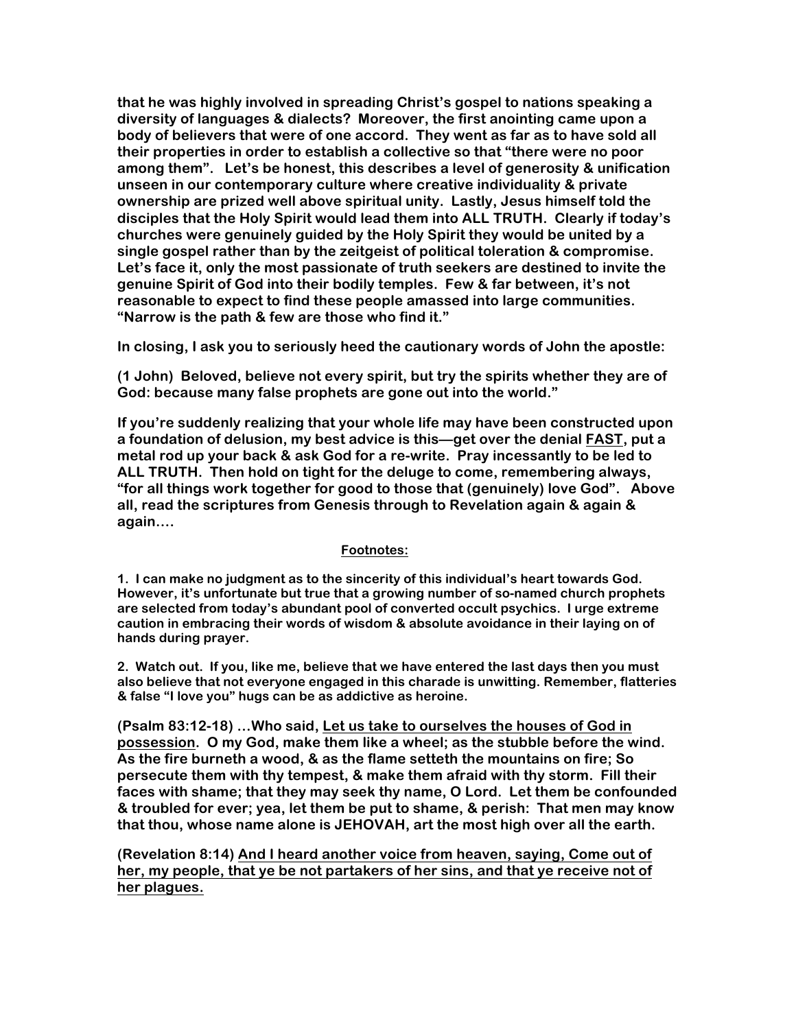**that he was highly involved in spreading Christ's gospel to nations speaking a diversity of languages & dialects? Moreover, the first anointing came upon a body of believers that were of one accord. They went as far as to have sold all their properties in order to establish a collective so that "there were no poor among them". Let's be honest, this describes a level of generosity & unification unseen in our contemporary culture where creative individuality & private ownership are prized well above spiritual unity. Lastly, Jesus himself told the disciples that the Holy Spirit would lead them into ALL TRUTH. Clearly if today's churches were genuinely guided by the Holy Spirit they would be united by a single gospel rather than by the zeitgeist of political toleration & compromise. Let's face it, only the most passionate of truth seekers are destined to invite the genuine Spirit of God into their bodily temples. Few & far between, it's not reasonable to expect to find these people amassed into large communities. "Narrow is the path & few are those who find it."**

**In closing, I ask you to seriously heed the cautionary words of John the apostle:**

**(1 John) Beloved, believe not every spirit, but try the spirits whether they are of God: because many false prophets are gone out into the world."**

**If you're suddenly realizing that your whole life may have been constructed upon a foundation of delusion, my best advice is this—get over the denial <u>FAST</u>, put a metal rod up your back & ask God for a re-write. Pray incessantly to be led to ALL TRUTH. Then hold on tight for the deluge to come, remembering always, "for all things work together for good to those that (genuinely) love God". Above all, read the scriptures from Genesis through to Revelation again & again & again....**

**<u>Footnotes:</u>**

**1. I can make no judgment as to the sincerity of this individual's heart towards God. However, it's unfortunate but true that a growing number of so-named church prophets are selected from today's abundant pool of converted occult psychics. I urge extreme caution in embracing their words of wisdom & absolute avoidance in their laying on of hands during prayer.**

**2. Watch out. If you, like me, believe that we have entered the last days then you must also believe that not everyone engaged in this charade is unwitting. Remember, flatteries & false "I love you" hugs can be as addictive as heroine.**

**(Psalm 83:12-18) ...Who said, <u>Let us take to ourselves the houses of God in possession</u>. O my God, make them like a wheel; as the stubble before the wind. As the fire burneth a wood, & as the flame setteth the mountains on fire; So persecute them with thy tempest, & make them afraid with thy storm. Fill their faces with shame; that they may seek thy name, O Lord. Let them be confounded & troubled for ever; yea, let them be put to shame, & perish: That men may know that thou, whose name alone is JEHOVAH, art the most high over all the earth.**

**(Revelation 8:14) <u>And I heard another voice from heaven, saying, Come out of her, my people, that ye be not partakers of her sins, and that ye receive not of her plagues.</u>**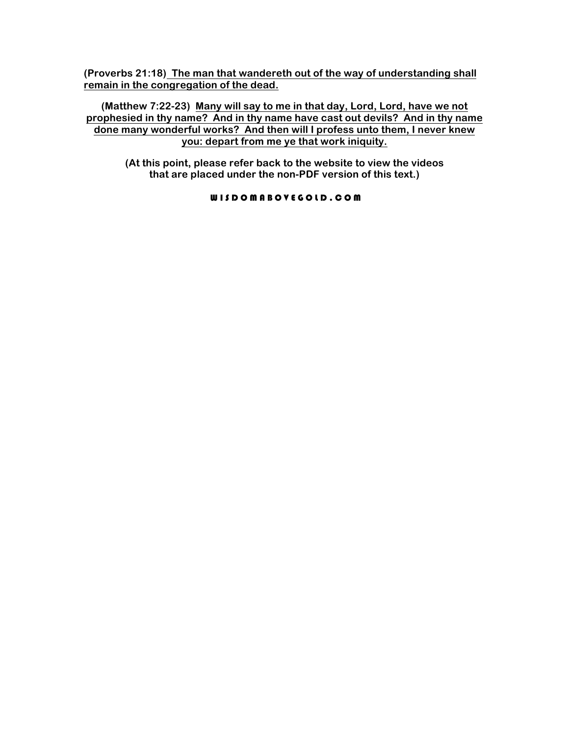**(Proverbs 21:18) The man that wandereth out of the way of understanding shall remain in the congregation of the dead.**

**(Matthew 7:22-23) Many will say to me in that day, Lord, Lord, have we not prophesied in thy name? And in thy name have cast out devils? And in thy name done many wonderful works? And then will I profess unto them, I never knew you: depart from me ye that work iniquity.**

**(At this point, please refer back to the website to view the videos that are placed under the non-PDF version of this text.)**

**WISDOMABOVEGOLD.COM**